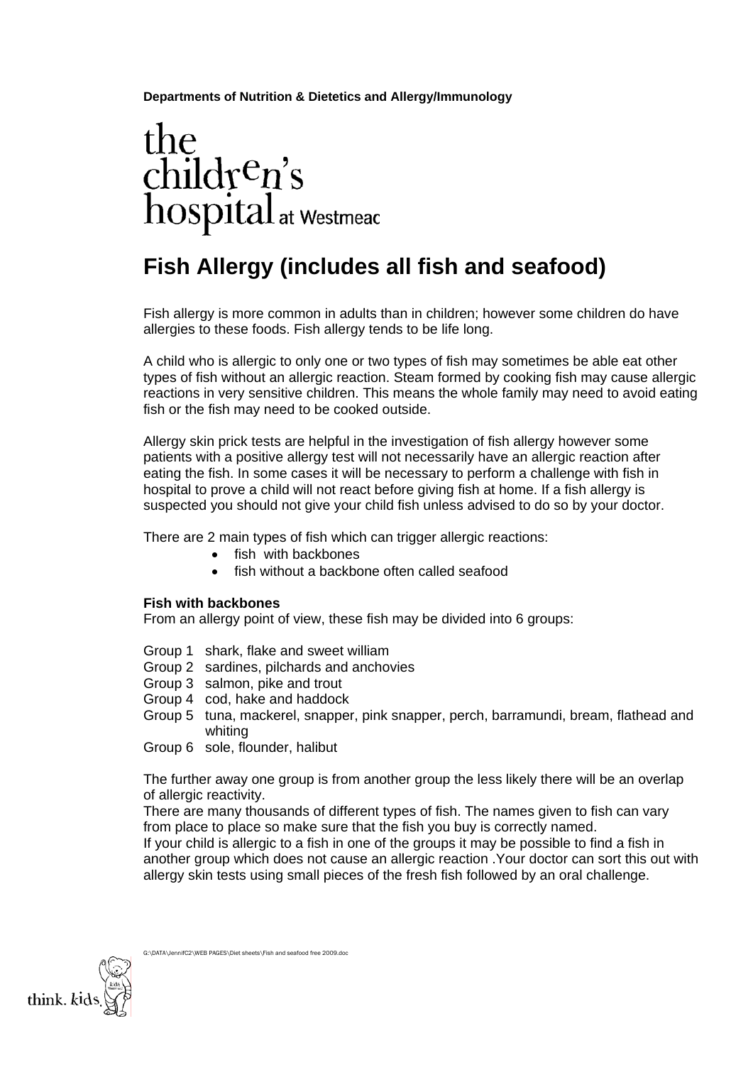**Departments of Nutrition & Dietetics and Allergy/Immunology**

the children's hospital at Westmead

# Fish Allergy (includes all fish and seafood)

Fish allergy is more common in adults than in children; however some children do have allergies to these foods. Fish allergy tends to be life long.

A child who is allergic to only one or two types of fish may sometimes be able eat other types of fish without an allergic reaction. Steam formed by cooking fish may cause allergic reactions in very sensitive children. This means the whole family may need to avoid eating fish or the fish may need to be cooked outside.

Allergy skin prick tests are helpful in the investigation of fish allergy however some patients with a positive allergy test will not necessarily have an allergic reaction after eating the fish. In some cases it will be necessary to perform a challenge with fish in hospital to prove a child will not react before giving fish at home. If a fish allergy is suspected you should not give your child fish unless advised to do so by your doctor.

There are 2 main types of fish which can trigger allergic reactions:

- fish with backbones
- fish without a backbone often called seafood

**Fish with backbones**

From an allergy point of view, these fish may be divided into 6 groups:

Group 1 shark, flake and sweet william
Group 2 sardines, pilchards and anchovies
Group 3 salmon, pike and trout
Group 4 cod, hake and haddock
Group 5 tuna, mackerel, snapper, pink snapper, perch, barramundi, bream, flathead and whiting
Group 6 sole, flounder, halibut

The further away one group is from another group the less likely there will be an overlap of allergic reactivity.

There are many thousands of different types of fish. The names given to fish can vary from place to place so make sure that the fish you buy is correctly named.

If your child is allergic to a fish in one of the groups it may be possible to find a fish in another group which does not cause an allergic reaction .Your doctor can sort this out with allergy skin tests using small pieces of the fresh fish followed by an oral challenge.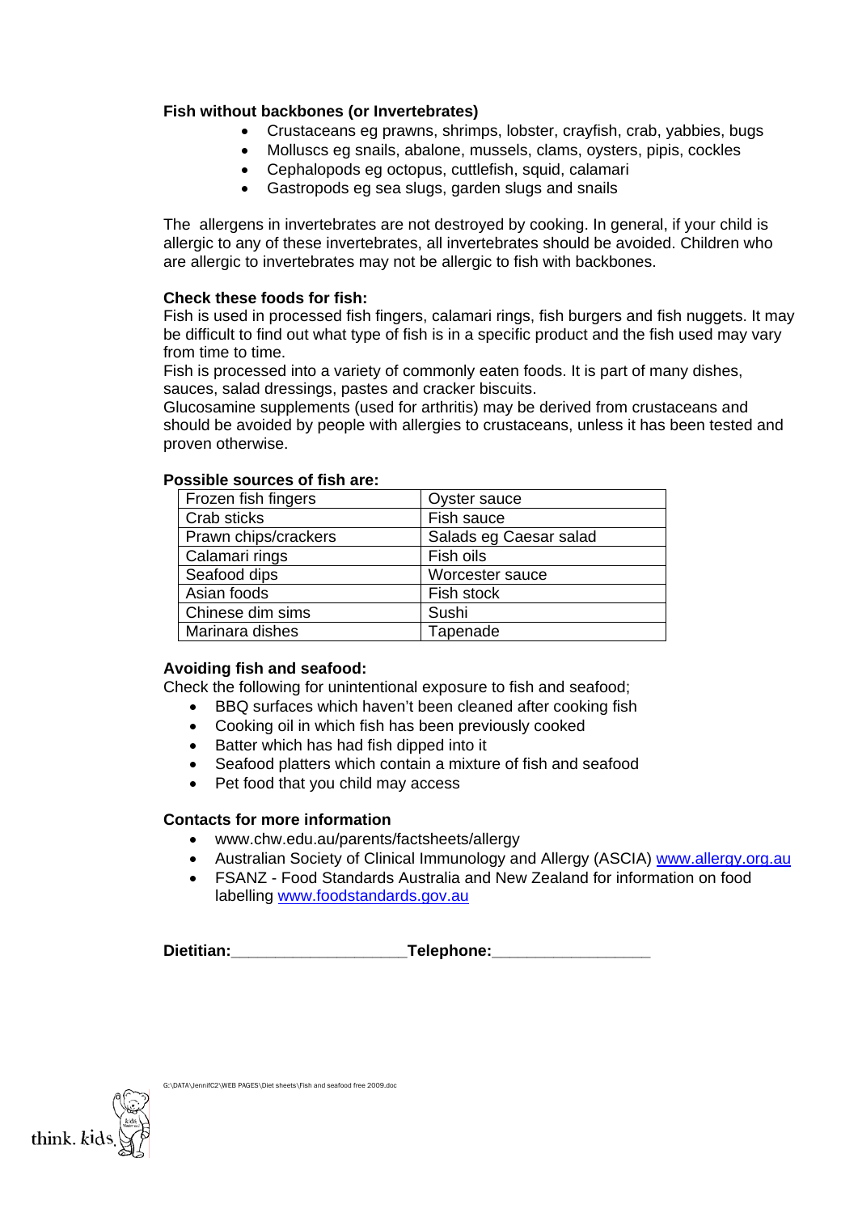**Fish without backbones (or Invertebrates)**

- Crustaceans eg prawns, shrimps, lobster, crayfish, crab, yabbies, bugs
- Molluscs eg snails, abalone, mussels, clams, oysters, pipis, cockles
- Cephalopods eg octopus, cuttlefish, squid, calamari
- Gastropods eg sea slugs, garden slugs and snails

The allergens in invertebrates are not destroyed by cooking. In general, if your child is allergic to any of these invertebrates, all invertebrates should be avoided. Children who are allergic to invertebrates may not be allergic to fish with backbones.

**Check these foods for fish:**

Fish is used in processed fish fingers, calamari rings, fish burgers and fish nuggets. It may be difficult to find out what type of fish is in a specific product and the fish used may vary from time to time.

Fish is processed into a variety of commonly eaten foods. It is part of many dishes, sauces, salad dressings, pastes and cracker biscuits.

Glucosamine supplements (used for arthritis) may be derived from crustaceans and should be avoided by people with allergies to crustaceans, unless it has been tested and proven otherwise.

**Possible sources of fish are:**

| | |
|---|---|
| Frozen fish fingers | Oyster sauce |
| Crab sticks | Fish sauce |
| Prawn chips/crackers | Salads eg Caesar salad |
| Calamari rings | Fish oils |
| Seafood dips | Worcester sauce |
| Asian foods | Fish stock |
| Chinese dim sims | Sushi |
| Marinara dishes | Tapenade |

**Avoiding fish and seafood:**

Check the following for unintentional exposure to fish and seafood;

- BBQ surfaces which haven't been cleaned after cooking fish
- Cooking oil in which fish has been previously cooked
- Batter which has had fish dipped into it
- Seafood platters which contain a mixture of fish and seafood
- Pet food that you child may access

**Contacts for more information**

- www.chw.edu.au/parents/factsheets/allergy
- Australian Society of Clinical Immunology and Allergy (ASCIA) www.allergy.org.au
- FSANZ - Food Standards Australia and New Zealand for information on food labelling www.foodstandards.gov.au

**Dietitian:**____________________**Telephone:**__________________

G:\DATA\JennifC2\WEB PAGES\Diet sheets\Fish and seafood free 2009.doc

think. kids.